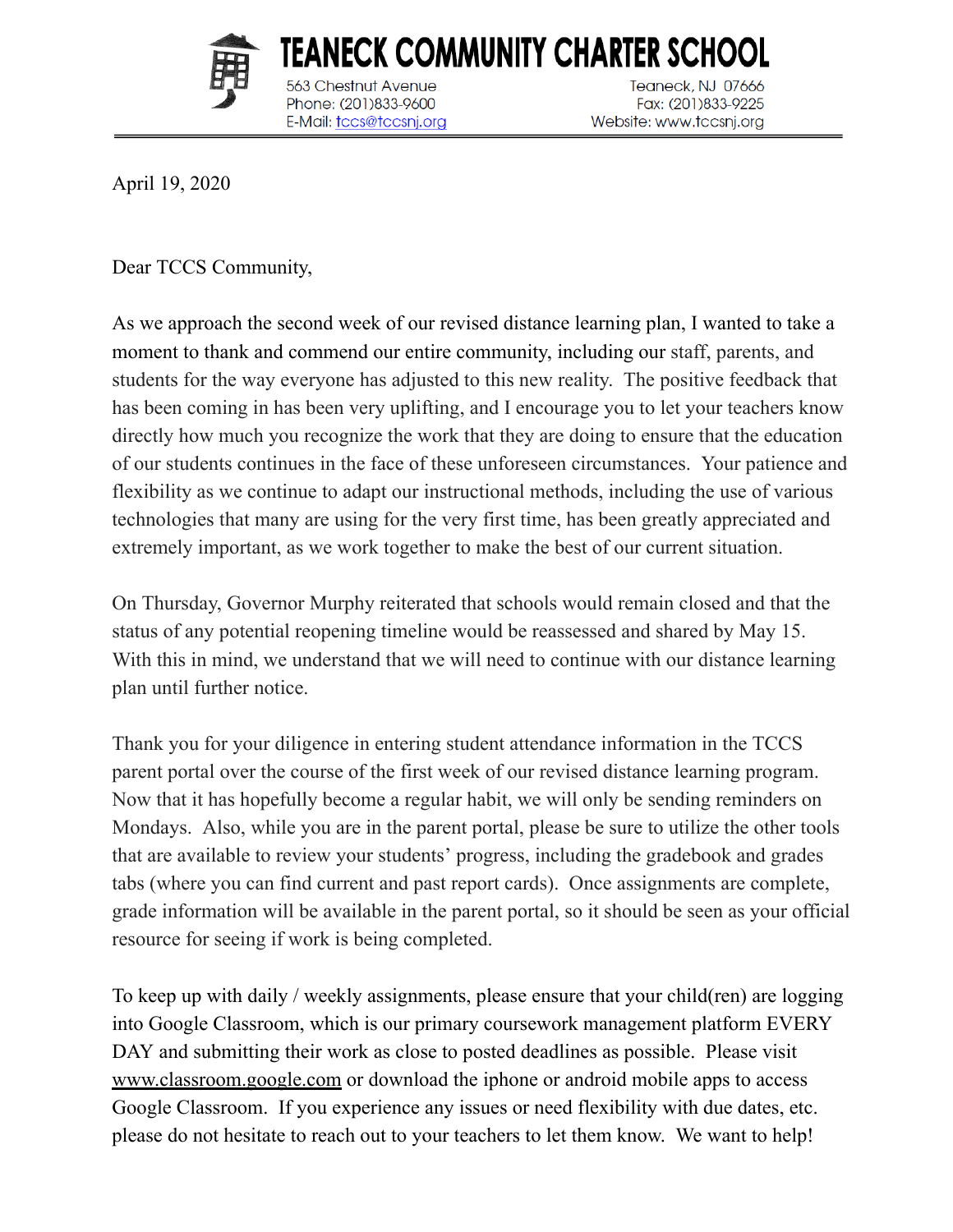# TEANECK COMMUNITY CHARTER SCHOOL

563 Chestnut Avenue
Phone: (201)833-9600
E-Mail: tccs@tccsnj.org

Teaneck, NJ 07666
Fax: (201)833-9225
Website: www.tccsnj.org

April 19, 2020

Dear TCCS Community,

As we approach the second week of our revised distance learning plan, I wanted to take a moment to thank and commend our entire community, including our staff, parents, and students for the way everyone has adjusted to this new reality. The positive feedback that has been coming in has been very uplifting, and I encourage you to let your teachers know directly how much you recognize the work that they are doing to ensure that the education of our students continues in the face of these unforeseen circumstances. Your patience and flexibility as we continue to adapt our instructional methods, including the use of various technologies that many are using for the very first time, has been greatly appreciated and extremely important, as we work together to make the best of our current situation.

On Thursday, Governor Murphy reiterated that schools would remain closed and that the status of any potential reopening timeline would be reassessed and shared by May 15. With this in mind, we understand that we will need to continue with our distance learning plan until further notice.

Thank you for your diligence in entering student attendance information in the TCCS parent portal over the course of the first week of our revised distance learning program. Now that it has hopefully become a regular habit, we will only be sending reminders on Mondays. Also, while you are in the parent portal, please be sure to utilize the other tools that are available to review your students' progress, including the gradebook and grades tabs (where you can find current and past report cards). Once assignments are complete, grade information will be available in the parent portal, so it should be seen as your official resource for seeing if work is being completed.

To keep up with daily / weekly assignments, please ensure that your child(ren) are logging into Google Classroom, which is our primary coursework management platform EVERY DAY and submitting their work as close to posted deadlines as possible. Please visit www.classroom.google.com or download the iphone or android mobile apps to access Google Classroom. If you experience any issues or need flexibility with due dates, etc. please do not hesitate to reach out to your teachers to let them know. We want to help!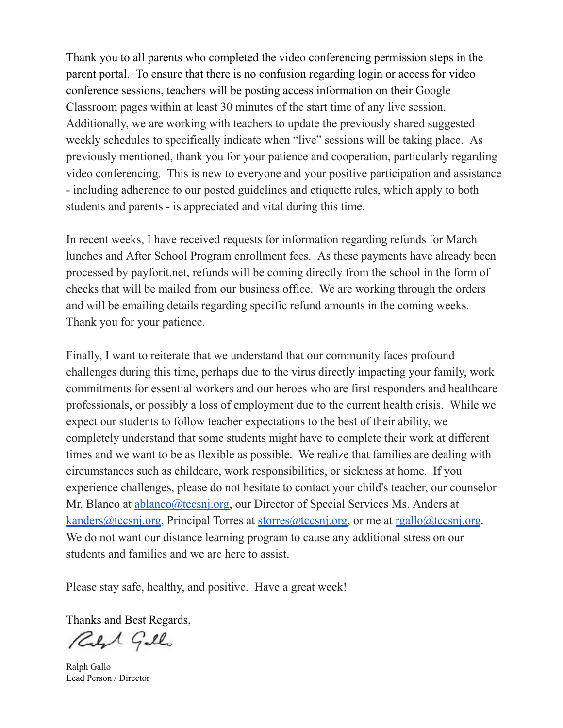Thank you to all parents who completed the video conferencing permission steps in the parent portal. To ensure that there is no confusion regarding login or access for video conference sessions, teachers will be posting access information on their Google Classroom pages within at least 30 minutes of the start time of any live session. Additionally, we are working with teachers to update the previously shared suggested weekly schedules to specifically indicate when "live" sessions will be taking place. As previously mentioned, thank you for your patience and cooperation, particularly regarding video conferencing. This is new to everyone and your positive participation and assistance - including adherence to our posted guidelines and etiquette rules, which apply to both students and parents - is appreciated and vital during this time.

In recent weeks, I have received requests for information regarding refunds for March lunches and After School Program enrollment fees. As these payments have already been processed by payforit.net, refunds will be coming directly from the school in the form of checks that will be mailed from our business office. We are working through the orders and will be emailing details regarding specific refund amounts in the coming weeks. Thank you for your patience.

Finally, I want to reiterate that we understand that our community faces profound challenges during this time, perhaps due to the virus directly impacting your family, work commitments for essential workers and our heroes who are first responders and healthcare professionals, or possibly a loss of employment due to the current health crisis. While we expect our students to follow teacher expectations to the best of their ability, we completely understand that some students might have to complete their work at different times and we want to be as flexible as possible. We realize that families are dealing with circumstances such as childcare, work responsibilities, or sickness at home. If you experience challenges, please do not hesitate to contact your child's teacher, our counselor Mr. Blanco at ablanco@tccsnj.org, our Director of Special Services Ms. Anders at kanders@tccsnj.org, Principal Torres at storres@tccsnj.org, or me at rgallo@tccsnj.org. We do not want our distance learning program to cause any additional stress on our students and families and we are here to assist.

Please stay safe, healthy, and positive. Have a great week!

Thanks and Best Regards,

Ralph Gallo
Lead Person / Director